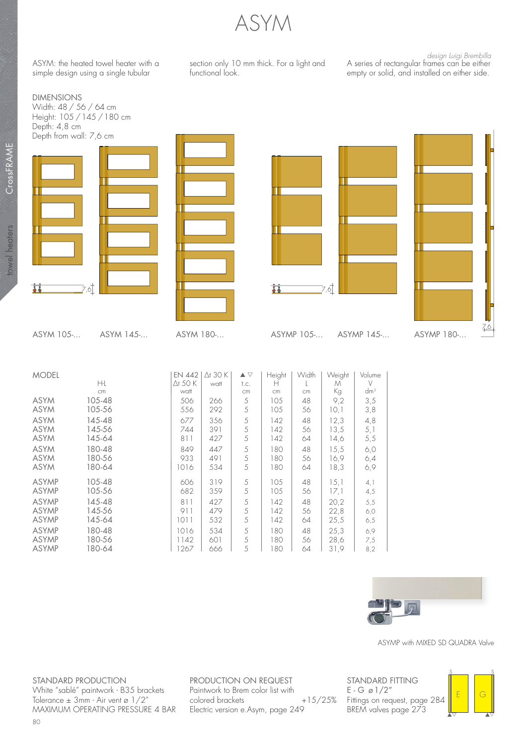# ASYM

*design Luigi Brembilla*

ASYM: the heated towel heater with a simple design using a single tubular section only 10 mm thick. For a light and functional look.

A series of rectangular frames can be either empty or solid, and installed on either side.

DIMENSIONS
Width: 48 / 56 / 64 cm
Height: 105 / 145 / 180 cm
Depth: 4,8 cm
Depth from wall: 7,6 cm

ASYM 105-... ASYM 145-... ASYM 180-... ASYMP 105-... ASYMP 145-... ASYMP 180-...

| MODEL | H-L cm | EN 442 Δt 50 K watt | Δt 30 K watt | ▲▽ t.c. cm | Height H cm | Width L cm | Weight M Kg | Volume V dm³ |
|---|---|---|---|---|---|---|---|---|
| ASYM | 105-48 | 506 | 266 | 5 | 105 | 48 | 9,2 | 3,5 |
| ASYM | 105-56 | 556 | 292 | 5 | 105 | 56 | 10,1 | 3,8 |
| ASYM | 145-48 | 677 | 356 | 5 | 142 | 48 | 12,3 | 4,8 |
| ASYM | 145-56 | 744 | 391 | 5 | 142 | 56 | 13,5 | 5,1 |
| ASYM | 145-64 | 811 | 427 | 5 | 142 | 64 | 14,6 | 5,5 |
| ASYM | 180-48 | 849 | 447 | 5 | 180 | 48 | 15,5 | 6,0 |
| ASYM | 180-56 | 933 | 491 | 5 | 180 | 56 | 16,9 | 6,4 |
| ASYM | 180-64 | 1016 | 534 | 5 | 180 | 64 | 18,3 | 6,9 |
| ASYMP | 105-48 | 606 | 319 | 5 | 105 | 48 | 15,1 | 4,1 |
| ASYMP | 105-56 | 682 | 359 | 5 | 105 | 56 | 17,1 | 4,5 |
| ASYMP | 145-48 | 811 | 427 | 5 | 142 | 48 | 20,2 | 5,5 |
| ASYMP | 145-56 | 911 | 479 | 5 | 142 | 56 | 22,8 | 6,0 |
| ASYMP | 145-64 | 1011 | 532 | 5 | 142 | 64 | 25,5 | 6,5 |
| ASYMP | 180-48 | 1016 | 534 | 5 | 180 | 48 | 25,3 | 6,9 |
| ASYMP | 180-56 | 1142 | 601 | 5 | 180 | 56 | 28,6 | 7,5 |
| ASYMP | 180-64 | 1267 | 666 | 5 | 180 | 64 | 31,9 | 8,2 |

ASYMP with MIXED SD QUADRA Valve

**STANDARD PRODUCTION**
White "sablé" paintwork - B35 brackets
Tolerance ± 3mm - Air vent ø 1/2"
MAXIMUM OPERATING PRESSURE 4 BAR

**PRODUCTION ON REQUEST**
Paintwork to Brem color list with colored brackets +15/25%
Electric version e.Asym, page 249

**STANDARD FITTING**
E - G ø 1/2"
Fittings on request, page 284
BREM valves page 273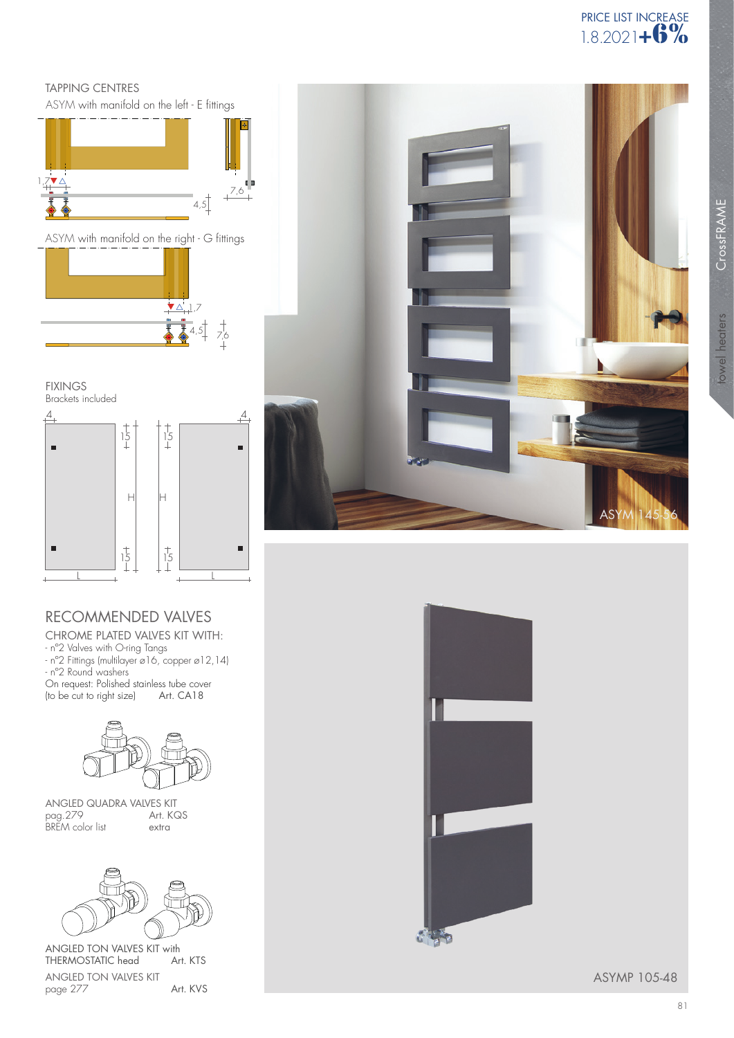PRICE LIST INCREASE
1.8.2021**+6%**

## TAPPING CENTRES

ASYM with manifold on the left - E fittings

1,7

7,6

4,5

ASYM with manifold on the right - G fittings

1,7

4,5

7,6

## FIXINGS

Brackets included

4

15

H

15

L

4

15

H

15

L

## RECOMMENDED VALVES

CHROME PLATED VALVES KIT WITH:

- n°2 Valves with O-ring Tangs
- n°2 Fittings (multilayer ø16, copper ø12,14)
- n°2 Round washers

On request: Polished stainless tube cover
(to be cut to right size) Art. CA18

ANGLED QUADRA VALVES KIT
pag.279 Art. KQS
BREM color list extra

ANGLED TON VALVES KIT with
THERMOSTATIC head Art. KTS

ANGLED TON VALVES KIT
page 277 Art. KVS

ASYM 145-56

ASYMP 105-48